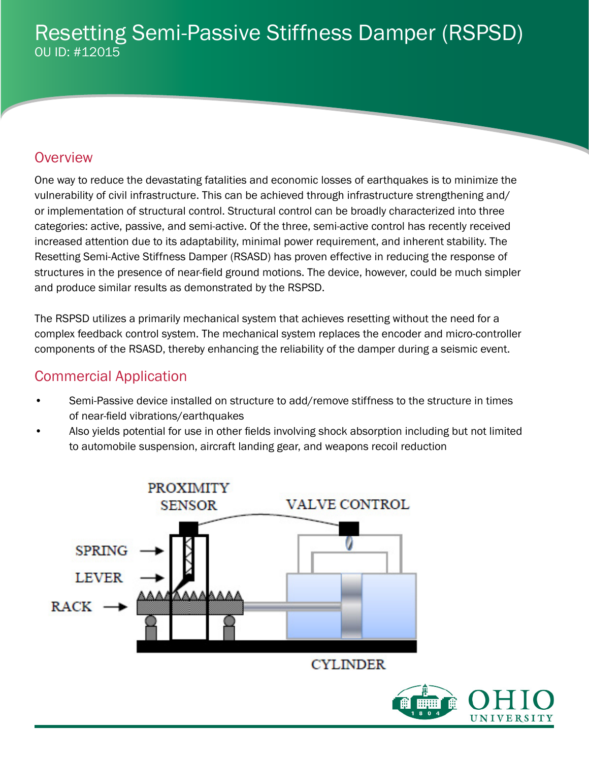# Resetting Semi-Passive Stiffness Damper (RSPSD)

OU ID: #12015

## Overview

One way to reduce the devastating fatalities and economic losses of earthquakes is to minimize the vulnerability of civil infrastructure. This can be achieved through infrastructure strengthening and/or implementation of structural control. Structural control can be broadly characterized into three categories: active, passive, and semi-active. Of the three, semi-active control has recently received increased attention due to its adaptability, minimal power requirement, and inherent stability. The Resetting Semi-Active Stiffness Damper (RSASD) has proven effective in reducing the response of structures in the presence of near-field ground motions. The device, however, could be much simpler and produce similar results as demonstrated by the RSPSD.

The RSPSD utilizes a primarily mechanical system that achieves resetting without the need for a complex feedback control system. The mechanical system replaces the encoder and micro-controller components of the RSASD, thereby enhancing the reliability of the damper during a seismic event.

## Commercial Application

- Semi-Passive device installed on structure to add/remove stiffness to the structure in times of near-field vibrations/earthquakes
- Also yields potential for use in other fields involving shock absorption including but not limited to automobile suspension, aircraft landing gear, and weapons recoil reduction

PROXIMITY SENSOR

VALVE CONTROL

SPRING

LEVER

RACK

CYLINDER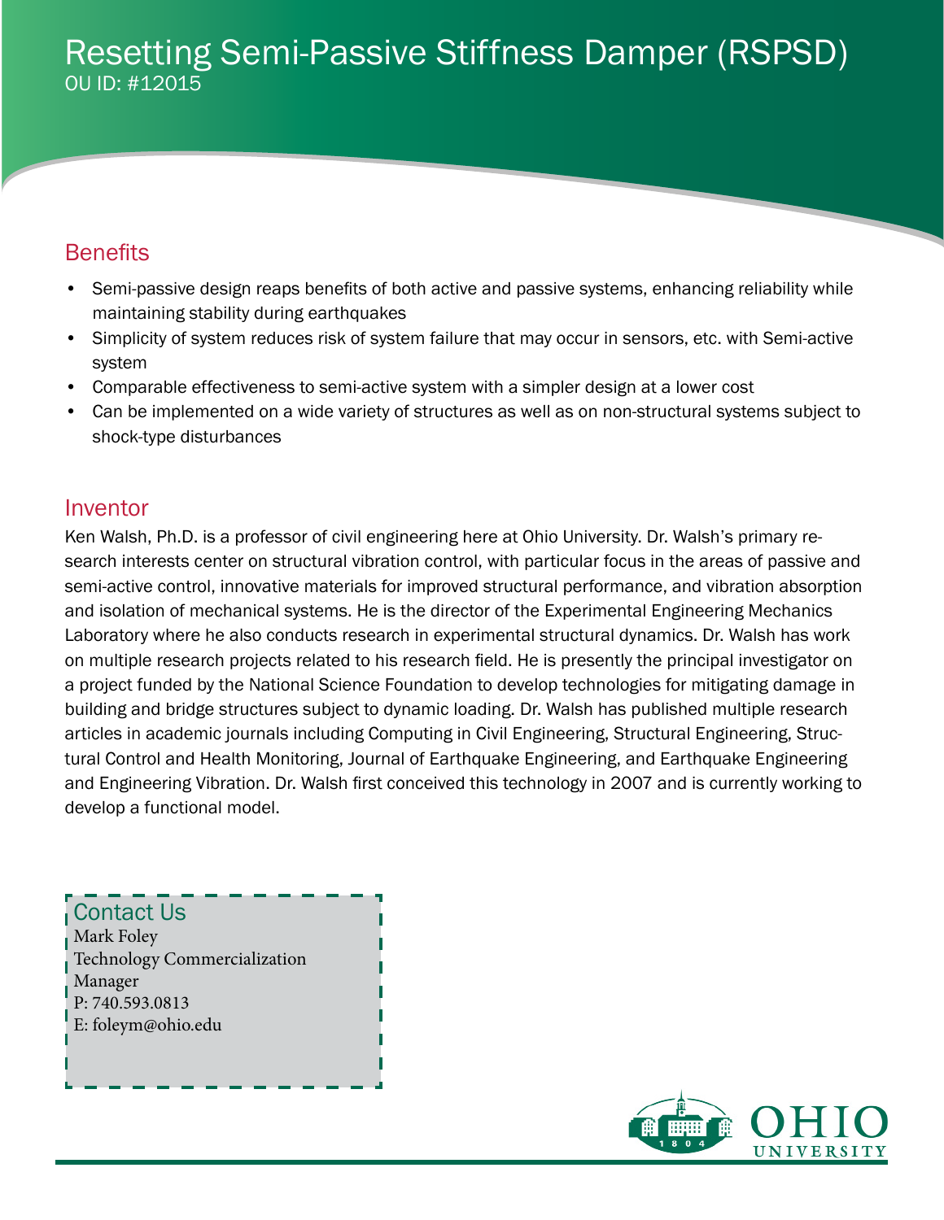# Resetting Semi-Passive Stiffness Damper (RSPSD)

OU ID: #12015

## Benefits

- Semi-passive design reaps benefits of both active and passive systems, enhancing reliability while maintaining stability during earthquakes
- Simplicity of system reduces risk of system failure that may occur in sensors, etc. with Semi-active system
- Comparable effectiveness to semi-active system with a simpler design at a lower cost
- Can be implemented on a wide variety of structures as well as on non-structural systems subject to shock-type disturbances

## Inventor

Ken Walsh, Ph.D. is a professor of civil engineering here at Ohio University. Dr. Walsh's primary research interests center on structural vibration control, with particular focus in the areas of passive and semi-active control, innovative materials for improved structural performance, and vibration absorption and isolation of mechanical systems. He is the director of the Experimental Engineering Mechanics Laboratory where he also conducts research in experimental structural dynamics. Dr. Walsh has work on multiple research projects related to his research field. He is presently the principal investigator on a project funded by the National Science Foundation to develop technologies for mitigating damage in building and bridge structures subject to dynamic loading. Dr. Walsh has published multiple research articles in academic journals including Computing in Civil Engineering, Structural Engineering, Structural Control and Health Monitoring, Journal of Earthquake Engineering, and Earthquake Engineering and Engineering Vibration. Dr. Walsh first conceived this technology in 2007 and is currently working to develop a functional model.

## Contact Us

Mark Foley
Technology Commercialization Manager
P: 740.593.0813
E: foleym@ohio.edu

OHIO UNIVERSITY
1804